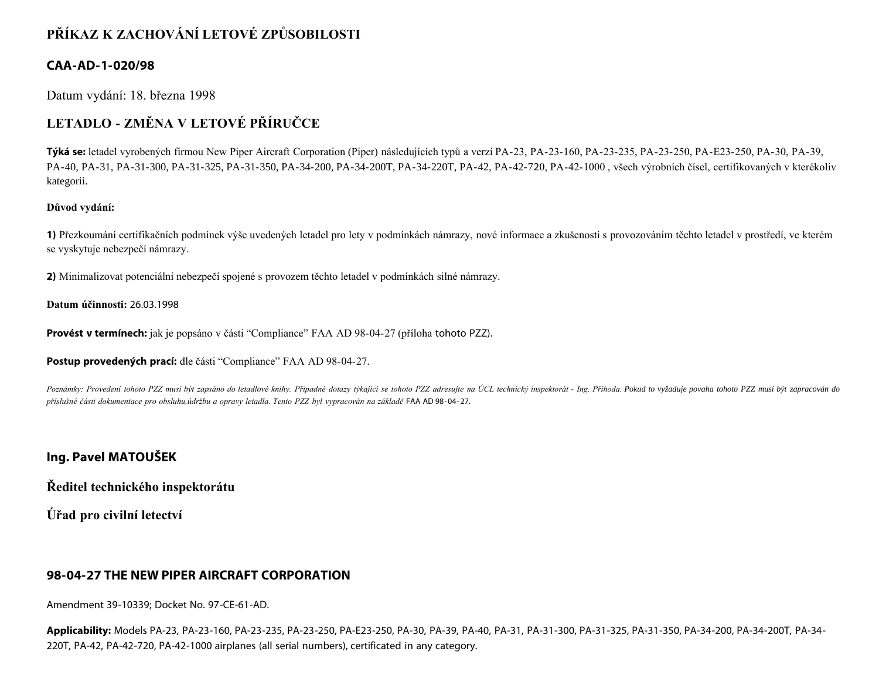# PŘÍKAZ K ZACHOVÁNÍ LETOVÉ ZPŮSOBILOSTI

## CAA-AD-1-020/98

Datum vydání: 18. března 1998

## LETADLO - ZMĚNA V LETOVÉ PŘÍRUČCE

**Týká se:** letadel vyrobených firmou New Piper Aircraft Corporation (Piper) následujících typů a verzí PA-23, PA-23-160, PA-23-235, PA-23-250, PA-E23-250, PA-30, PA-39, PA-40, PA-31, PA-31-300, PA-31-325, PA-31-350, PA-34-200, PA-34-200T, PA-34-220T, PA-42, PA-42-720, PA-42-1000 , všech výrobních čísel, certifikovaných v kterékoliv kategorii.

**Důvod vydání:**

**1)** Přezkoumání certifikačních podmínek výše uvedených letadel pro lety v podmínkách námrazy, nové informace a zkušenosti s provozováním těchto letadel v prostředí, ve kterém se vyskytuje nebezpečí námrazy.

**2)** Minimalizovat potenciální nebezpečí spojené s provozem těchto letadel v podmínkách silné námrazy.

**Datum účinnosti:** 26.03.1998

**Provést v termínech:** jak je popsáno v části "Compliance" FAA AD 98-04-27 (příloha tohoto PZZ).

**Postup provedených prací:** dle části "Compliance" FAA AD 98-04-27.

*Poznámky: Provedení tohoto PZZ musí být zapsáno do letadlové knihy. Případné dotazy týkající se tohoto PZZ adresujte na ÚCL technický inspektorát - Ing. Příhoda. Pokud to vyžaduje povaha tohoto PZZ musí být zapracován do příslušné části dokumentace pro obsluhu,údržbu a opravy letadla. Tento PZZ byl vypracován na základě* FAA AD 98-04-27.

**Ing. Pavel MATOUŠEK**

**Ředitel technického inspektorátu**

**Úřad pro civilní letectví**

## 98-04-27 THE NEW PIPER AIRCRAFT CORPORATION

Amendment 39-10339; Docket No. 97-CE-61-AD.

**Applicability:** Models PA-23, PA-23-160, PA-23-235, PA-23-250, PA-E23-250, PA-30, PA-39, PA-40, PA-31, PA-31-300, PA-31-325, PA-31-350, PA-34-200, PA-34-200T, PA-34-220T, PA-42, PA-42-720, PA-42-1000 airplanes (all serial numbers), certificated in any category.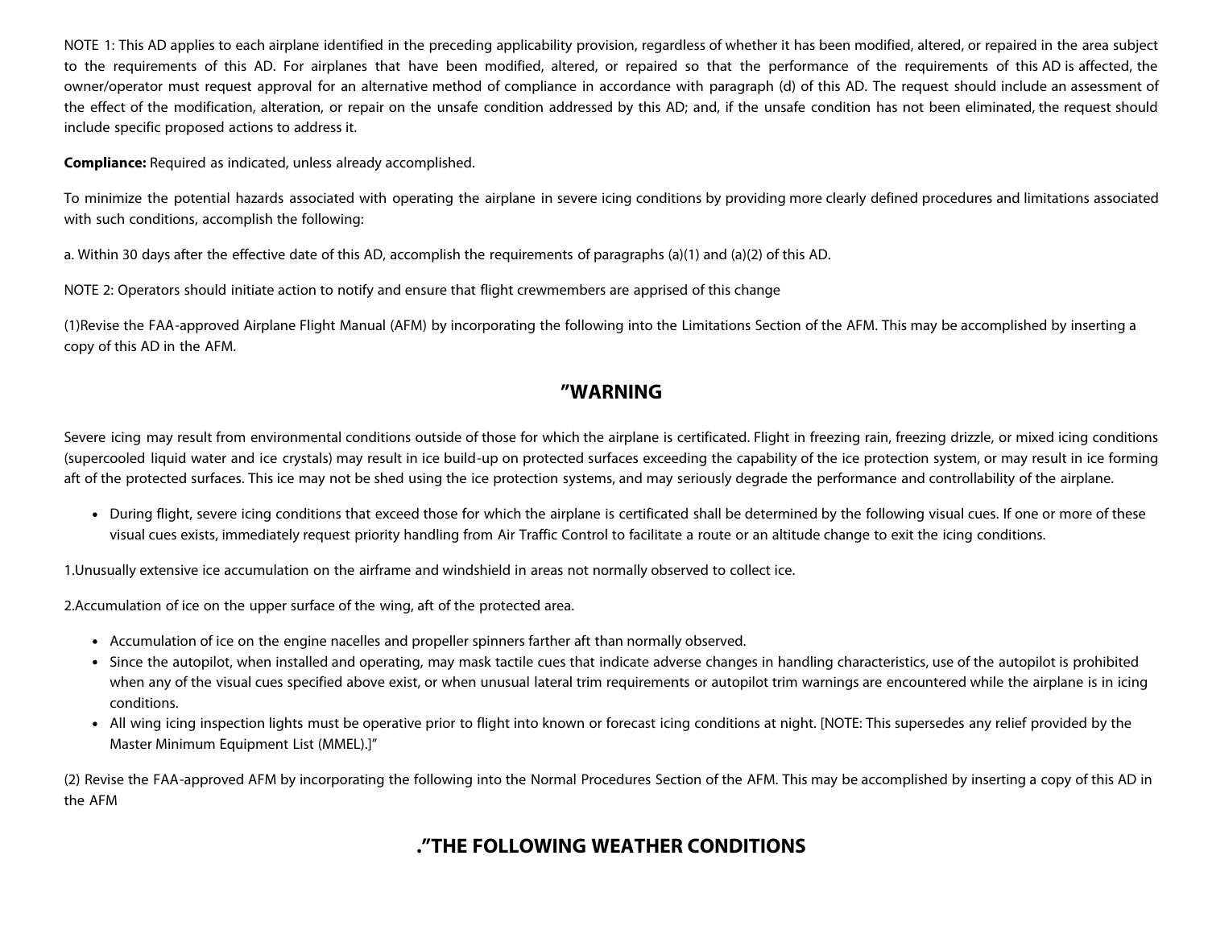NOTE 1: This AD applies to each airplane identified in the preceding applicability provision, regardless of whether it has been modified, altered, or repaired in the area subject to the requirements of this AD. For airplanes that have been modified, altered, or repaired so that the performance of the requirements of this AD is affected, the owner/operator must request approval for an alternative method of compliance in accordance with paragraph (d) of this AD. The request should include an assessment of the effect of the modification, alteration, or repair on the unsafe condition addressed by this AD; and, if the unsafe condition has not been eliminated, the request should include specific proposed actions to address it.

**Compliance:** Required as indicated, unless already accomplished.

To minimize the potential hazards associated with operating the airplane in severe icing conditions by providing more clearly defined procedures and limitations associated with such conditions, accomplish the following:

a. Within 30 days after the effective date of this AD, accomplish the requirements of paragraphs (a)(1) and (a)(2) of this AD.

NOTE 2: Operators should initiate action to notify and ensure that flight crewmembers are apprised of this change

(1)Revise the FAA-approved Airplane Flight Manual (AFM) by incorporating the following into the Limitations Section of the AFM. This may be accomplished by inserting a copy of this AD in the AFM.

## "WARNING

Severe icing may result from environmental conditions outside of those for which the airplane is certificated. Flight in freezing rain, freezing drizzle, or mixed icing conditions (supercooled liquid water and ice crystals) may result in ice build-up on protected surfaces exceeding the capability of the ice protection system, or may result in ice forming aft of the protected surfaces. This ice may not be shed using the ice protection systems, and may seriously degrade the performance and controllability of the airplane.

- During flight, severe icing conditions that exceed those for which the airplane is certificated shall be determined by the following visual cues. If one or more of these visual cues exists, immediately request priority handling from Air Traffic Control to facilitate a route or an altitude change to exit the icing conditions.

1.Unusually extensive ice accumulation on the airframe and windshield in areas not normally observed to collect ice.

2.Accumulation of ice on the upper surface of the wing, aft of the protected area.

- Accumulation of ice on the engine nacelles and propeller spinners farther aft than normally observed.
- Since the autopilot, when installed and operating, may mask tactile cues that indicate adverse changes in handling characteristics, use of the autopilot is prohibited when any of the visual cues specified above exist, or when unusual lateral trim requirements or autopilot trim warnings are encountered while the airplane is in icing conditions.
- All wing icing inspection lights must be operative prior to flight into known or forecast icing conditions at night. [NOTE: This supersedes any relief provided by the Master Minimum Equipment List (MMEL).]"

(2) Revise the FAA-approved AFM by incorporating the following into the Normal Procedures Section of the AFM. This may be accomplished by inserting a copy of this AD in the AFM

## ."THE FOLLOWING WEATHER CONDITIONS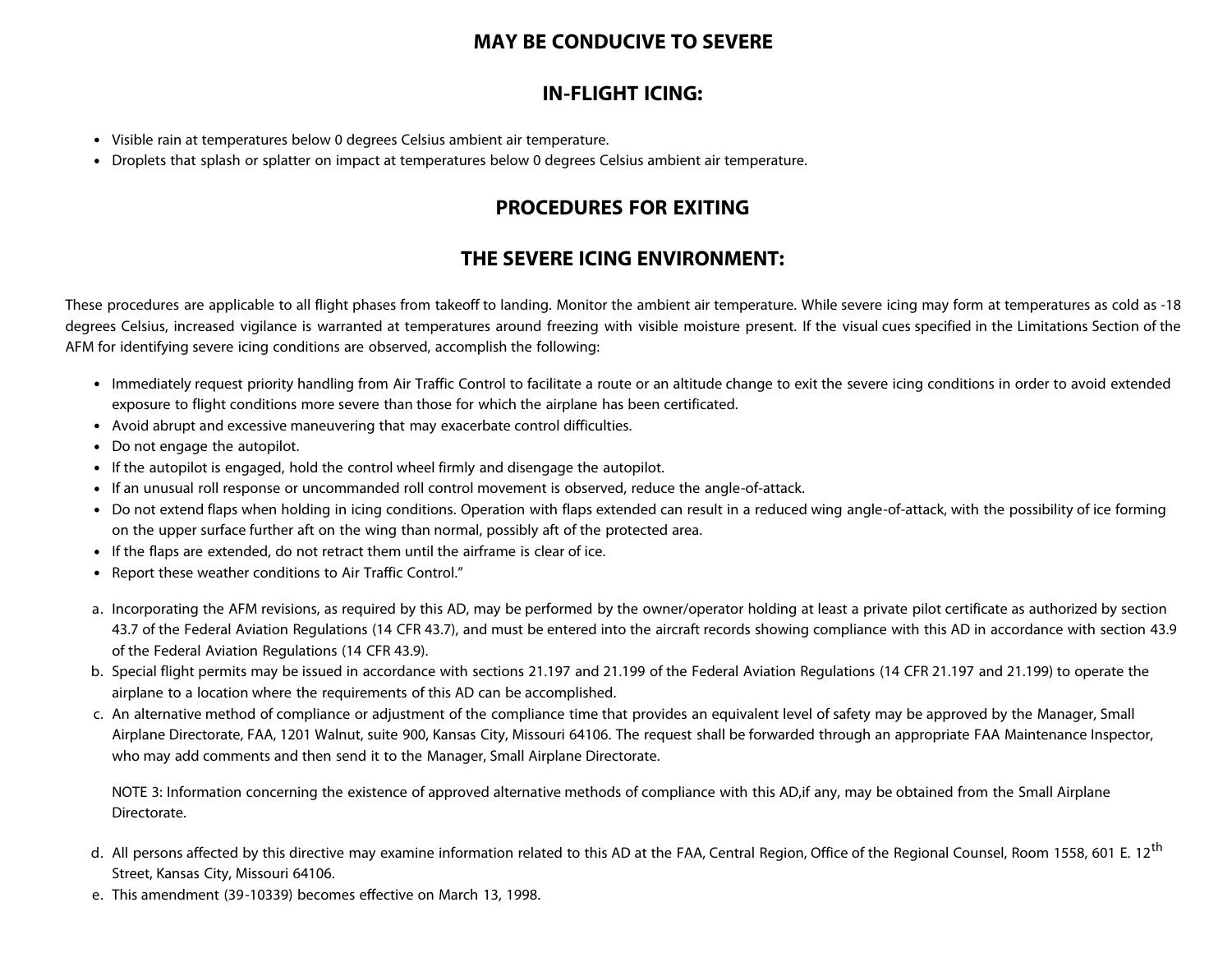**MAY BE CONDUCIVE TO SEVERE**

**IN-FLIGHT ICING:**

- Visible rain at temperatures below 0 degrees Celsius ambient air temperature.
- Droplets that splash or splatter on impact at temperatures below 0 degrees Celsius ambient air temperature.

**PROCEDURES FOR EXITING**

**THE SEVERE ICING ENVIRONMENT:**

These procedures are applicable to all flight phases from takeoff to landing. Monitor the ambient air temperature. While severe icing may form at temperatures as cold as -18 degrees Celsius, increased vigilance is warranted at temperatures around freezing with visible moisture present. If the visual cues specified in the Limitations Section of the AFM for identifying severe icing conditions are observed, accomplish the following:

- Immediately request priority handling from Air Traffic Control to facilitate a route or an altitude change to exit the severe icing conditions in order to avoid extended exposure to flight conditions more severe than those for which the airplane has been certificated.
- Avoid abrupt and excessive maneuvering that may exacerbate control difficulties.
- Do not engage the autopilot.
- If the autopilot is engaged, hold the control wheel firmly and disengage the autopilot.
- If an unusual roll response or uncommanded roll control movement is observed, reduce the angle-of-attack.
- Do not extend flaps when holding in icing conditions. Operation with flaps extended can result in a reduced wing angle-of-attack, with the possibility of ice forming on the upper surface further aft on the wing than normal, possibly aft of the protected area.
- If the flaps are extended, do not retract them until the airframe is clear of ice.
- Report these weather conditions to Air Traffic Control."

a. Incorporating the AFM revisions, as required by this AD, may be performed by the owner/operator holding at least a private pilot certificate as authorized by section 43.7 of the Federal Aviation Regulations (14 CFR 43.7), and must be entered into the aircraft records showing compliance with this AD in accordance with section 43.9 of the Federal Aviation Regulations (14 CFR 43.9).

b. Special flight permits may be issued in accordance with sections 21.197 and 21.199 of the Federal Aviation Regulations (14 CFR 21.197 and 21.199) to operate the airplane to a location where the requirements of this AD can be accomplished.

c. An alternative method of compliance or adjustment of the compliance time that provides an equivalent level of safety may be approved by the Manager, Small Airplane Directorate, FAA, 1201 Walnut, suite 900, Kansas City, Missouri 64106. The request shall be forwarded through an appropriate FAA Maintenance Inspector, who may add comments and then send it to the Manager, Small Airplane Directorate.

   NOTE 3: Information concerning the existence of approved alternative methods of compliance with this AD,if any, may be obtained from the Small Airplane Directorate.

d. All persons affected by this directive may examine information related to this AD at the FAA, Central Region, Office of the Regional Counsel, Room 1558, 601 E. 12th Street, Kansas City, Missouri 64106.

e. This amendment (39-10339) becomes effective on March 13, 1998.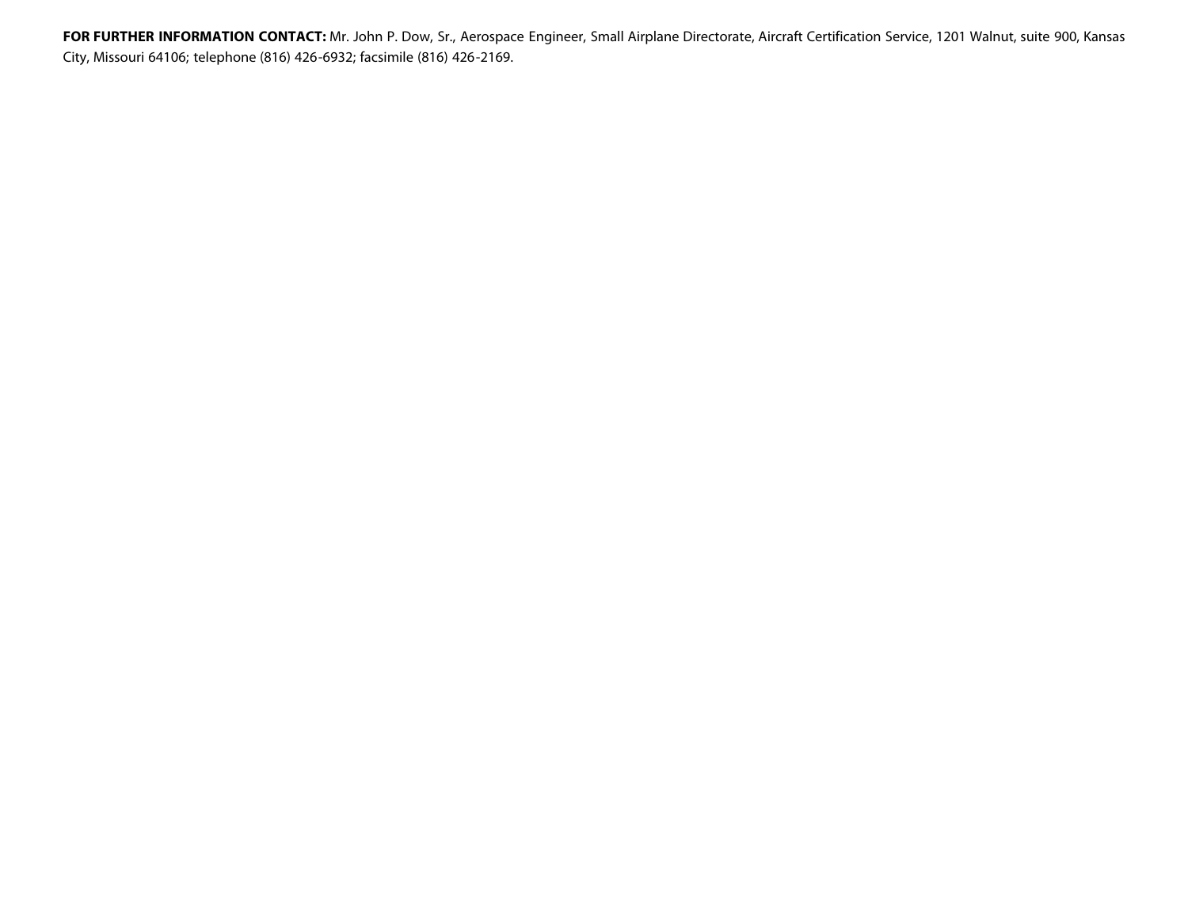**FOR FURTHER INFORMATION CONTACT:** Mr. John P. Dow, Sr., Aerospace Engineer, Small Airplane Directorate, Aircraft Certification Service, 1201 Walnut, suite 900, Kansas City, Missouri 64106; telephone (816) 426-6932; facsimile (816) 426-2169.